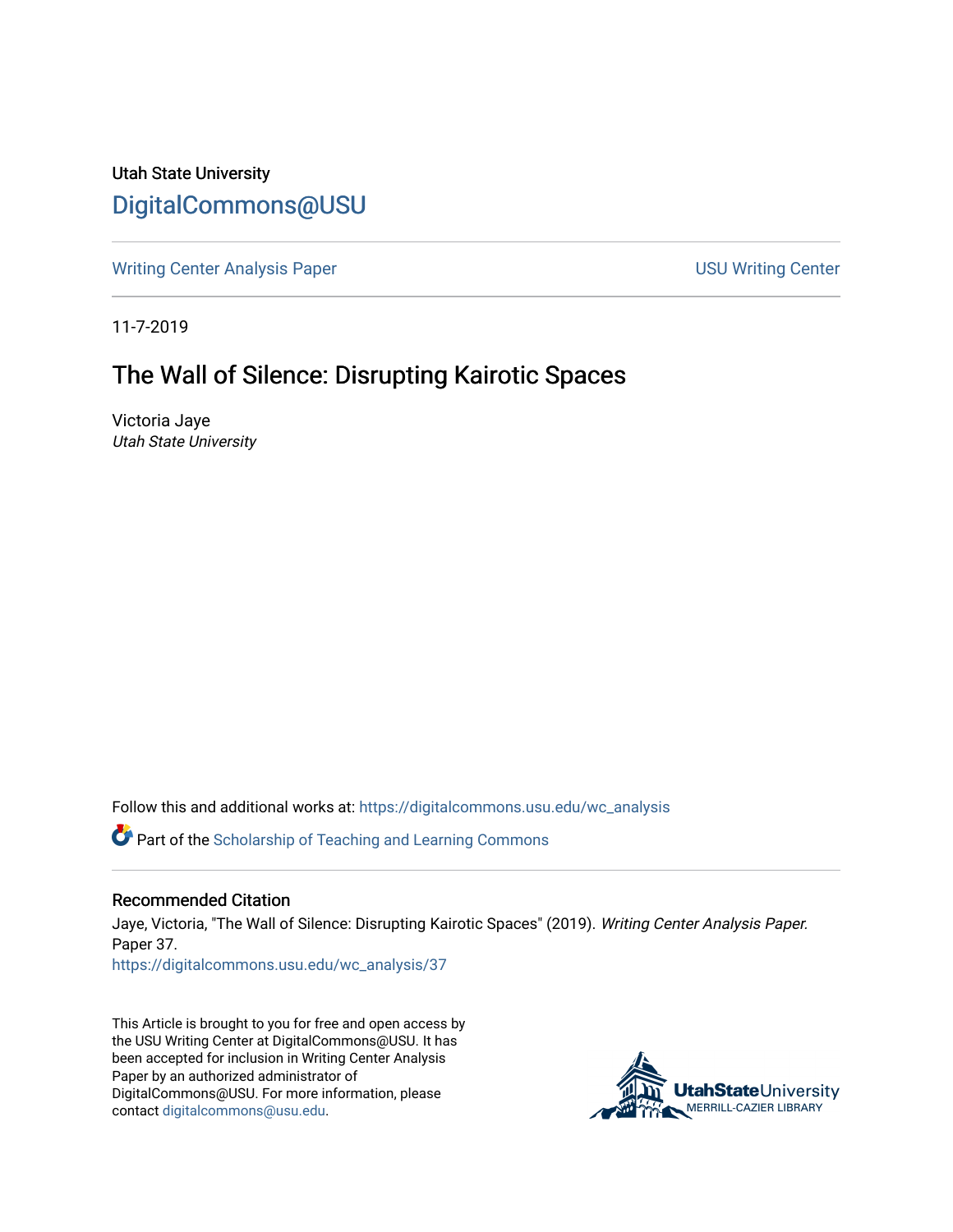Utah State University

[DigitalCommons@USU](https://digitalcommons.usu.edu)

Writing Center Analysis Paper | USU Writing Center

11-7-2019

# The Wall of Silence: Disrupting Kairotic Spaces

Victoria Jaye
*Utah State University*

Follow this and additional works at: https://digitalcommons.usu.edu/wc_analysis

Part of the Scholarship of Teaching and Learning Commons

### Recommended Citation

Jaye, Victoria, "The Wall of Silence: Disrupting Kairotic Spaces" (2019). *Writing Center Analysis Paper.* Paper 37.
https://digitalcommons.usu.edu/wc_analysis/37

This Article is brought to you for free and open access by the USU Writing Center at DigitalCommons@USU. It has been accepted for inclusion in Writing Center Analysis Paper by an authorized administrator of DigitalCommons@USU. For more information, please contact digitalcommons@usu.edu.

UtahStateUniversity
MERRILL-CAZIER LIBRARY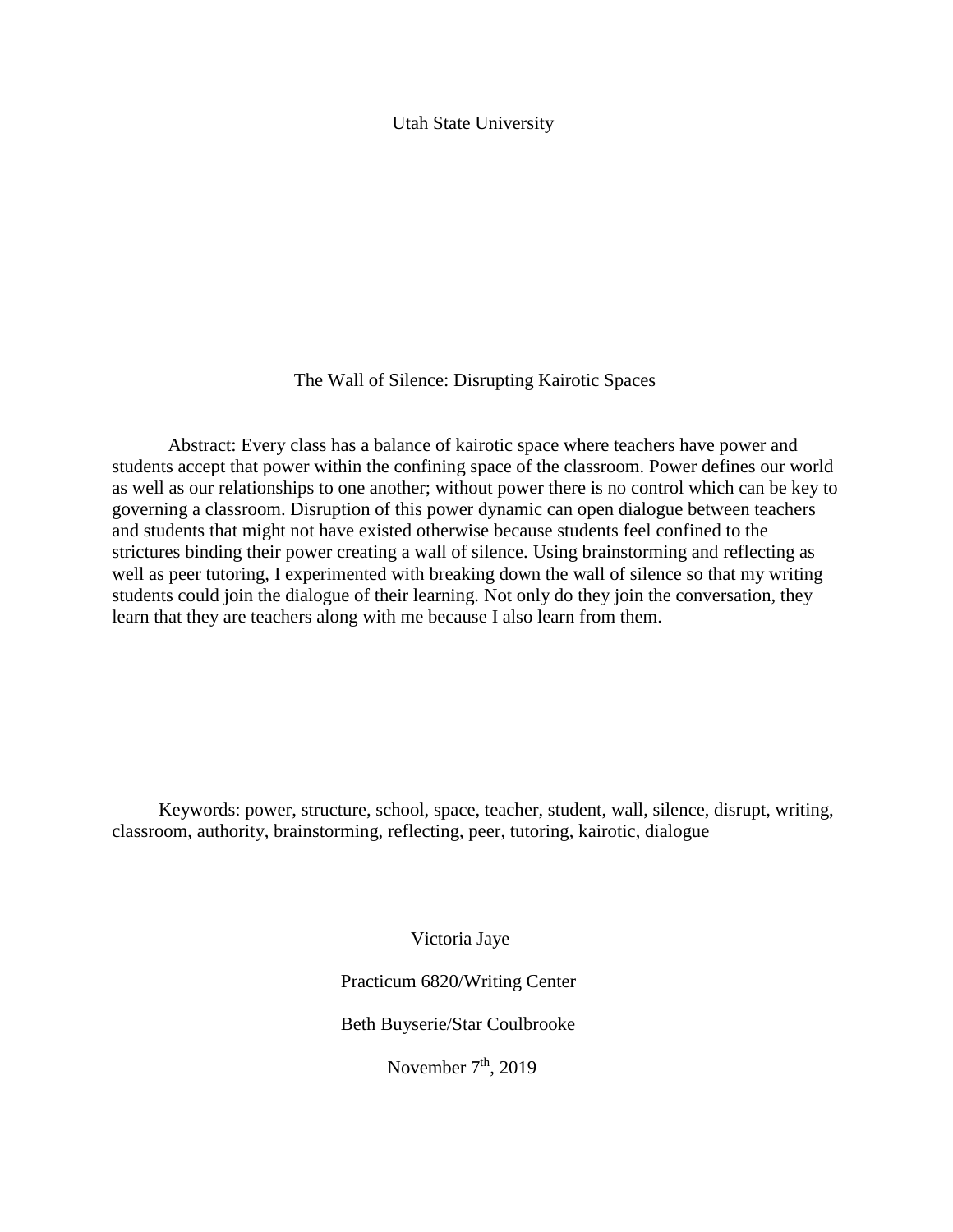Utah State University

# The Wall of Silence: Disrupting Kairotic Spaces

Abstract: Every class has a balance of kairotic space where teachers have power and students accept that power within the confining space of the classroom. Power defines our world as well as our relationships to one another; without power there is no control which can be key to governing a classroom. Disruption of this power dynamic can open dialogue between teachers and students that might not have existed otherwise because students feel confined to the strictures binding their power creating a wall of silence. Using brainstorming and reflecting as well as peer tutoring, I experimented with breaking down the wall of silence so that my writing students could join the dialogue of their learning. Not only do they join the conversation, they learn that they are teachers along with me because I also learn from them.

Keywords: power, structure, school, space, teacher, student, wall, silence, disrupt, writing, classroom, authority, brainstorming, reflecting, peer, tutoring, kairotic, dialogue

Victoria Jaye

Practicum 6820/Writing Center

Beth Buyserie/Star Coulbrooke

November 7th, 2019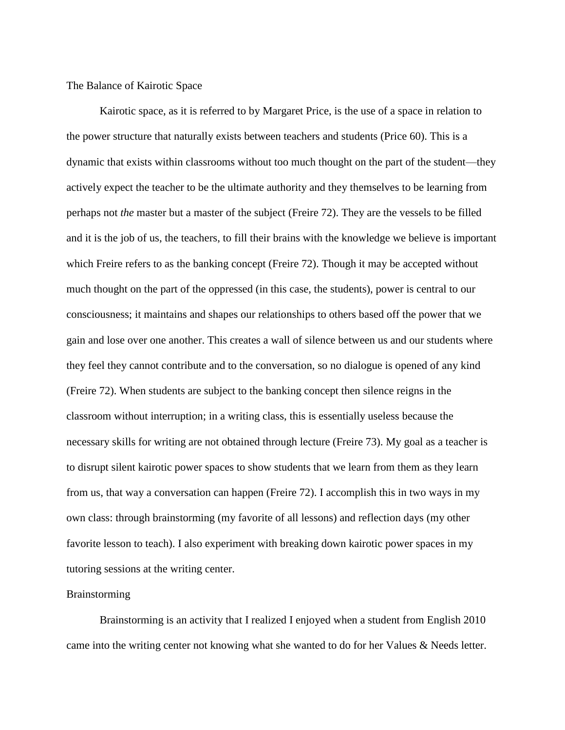# The Balance of Kairotic Space

Kairotic space, as it is referred to by Margaret Price, is the use of a space in relation to the power structure that naturally exists between teachers and students (Price 60). This is a dynamic that exists within classrooms without too much thought on the part of the student—they actively expect the teacher to be the ultimate authority and they themselves to be learning from perhaps not *the* master but a master of the subject (Freire 72). They are the vessels to be filled and it is the job of us, the teachers, to fill their brains with the knowledge we believe is important which Freire refers to as the banking concept (Freire 72). Though it may be accepted without much thought on the part of the oppressed (in this case, the students), power is central to our consciousness; it maintains and shapes our relationships to others based off the power that we gain and lose over one another. This creates a wall of silence between us and our students where they feel they cannot contribute and to the conversation, so no dialogue is opened of any kind (Freire 72). When students are subject to the banking concept then silence reigns in the classroom without interruption; in a writing class, this is essentially useless because the necessary skills for writing are not obtained through lecture (Freire 73). My goal as a teacher is to disrupt silent kairotic power spaces to show students that we learn from them as they learn from us, that way a conversation can happen (Freire 72). I accomplish this in two ways in my own class: through brainstorming (my favorite of all lessons) and reflection days (my other favorite lesson to teach). I also experiment with breaking down kairotic power spaces in my tutoring sessions at the writing center.

## Brainstorming

Brainstorming is an activity that I realized I enjoyed when a student from English 2010 came into the writing center not knowing what she wanted to do for her Values & Needs letter.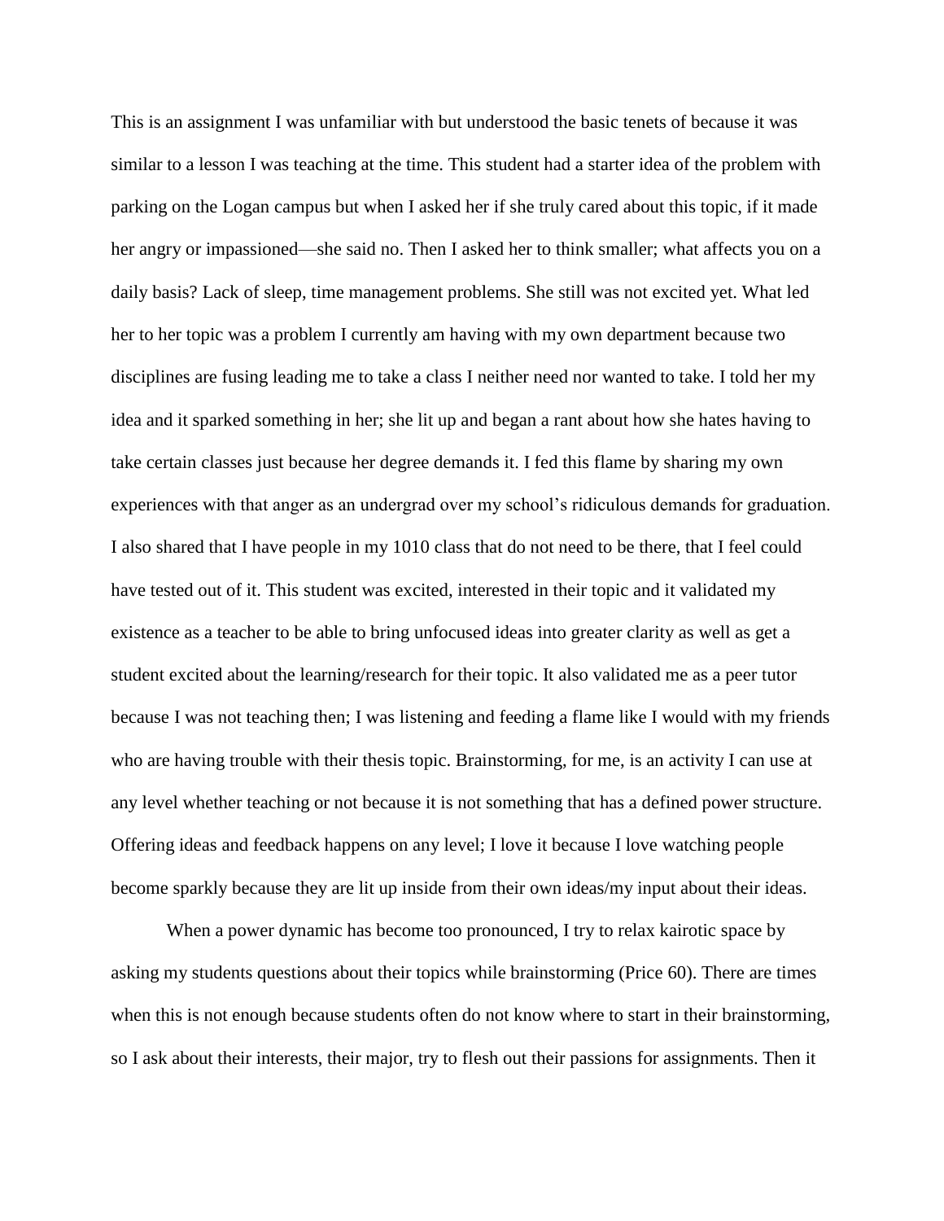This is an assignment I was unfamiliar with but understood the basic tenets of because it was similar to a lesson I was teaching at the time. This student had a starter idea of the problem with parking on the Logan campus but when I asked her if she truly cared about this topic, if it made her angry or impassioned—she said no. Then I asked her to think smaller; what affects you on a daily basis? Lack of sleep, time management problems. She still was not excited yet. What led her to her topic was a problem I currently am having with my own department because two disciplines are fusing leading me to take a class I neither need nor wanted to take. I told her my idea and it sparked something in her; she lit up and began a rant about how she hates having to take certain classes just because her degree demands it. I fed this flame by sharing my own experiences with that anger as an undergrad over my school's ridiculous demands for graduation. I also shared that I have people in my 1010 class that do not need to be there, that I feel could have tested out of it. This student was excited, interested in their topic and it validated my existence as a teacher to be able to bring unfocused ideas into greater clarity as well as get a student excited about the learning/research for their topic. It also validated me as a peer tutor because I was not teaching then; I was listening and feeding a flame like I would with my friends who are having trouble with their thesis topic. Brainstorming, for me, is an activity I can use at any level whether teaching or not because it is not something that has a defined power structure. Offering ideas and feedback happens on any level; I love it because I love watching people become sparkly because they are lit up inside from their own ideas/my input about their ideas.

When a power dynamic has become too pronounced, I try to relax kairotic space by asking my students questions about their topics while brainstorming (Price 60). There are times when this is not enough because students often do not know where to start in their brainstorming, so I ask about their interests, their major, try to flesh out their passions for assignments. Then it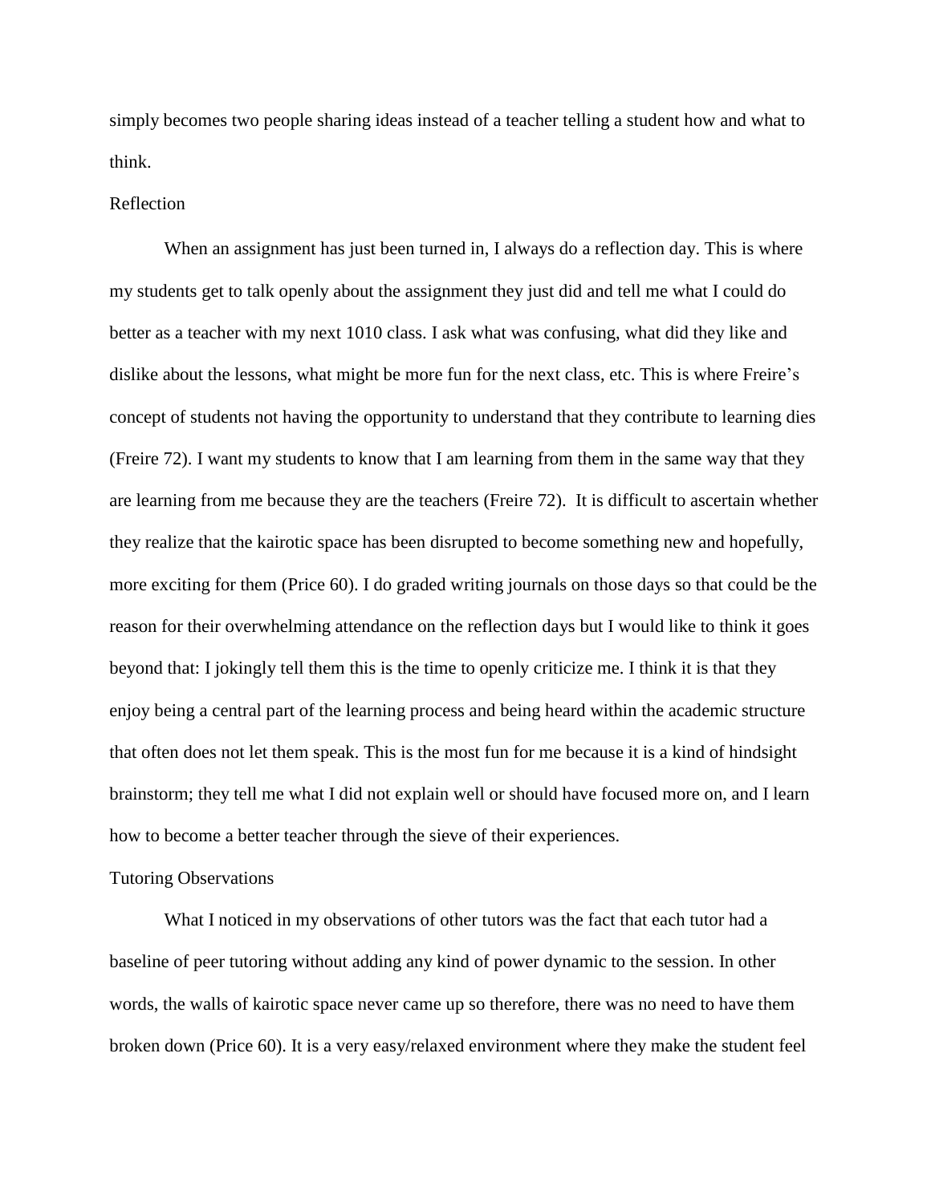simply becomes two people sharing ideas instead of a teacher telling a student how and what to think.

## Reflection

When an assignment has just been turned in, I always do a reflection day. This is where my students get to talk openly about the assignment they just did and tell me what I could do better as a teacher with my next 1010 class. I ask what was confusing, what did they like and dislike about the lessons, what might be more fun for the next class, etc. This is where Freire's concept of students not having the opportunity to understand that they contribute to learning dies (Freire 72). I want my students to know that I am learning from them in the same way that they are learning from me because they are the teachers (Freire 72). It is difficult to ascertain whether they realize that the kairotic space has been disrupted to become something new and hopefully, more exciting for them (Price 60). I do graded writing journals on those days so that could be the reason for their overwhelming attendance on the reflection days but I would like to think it goes beyond that: I jokingly tell them this is the time to openly criticize me. I think it is that they enjoy being a central part of the learning process and being heard within the academic structure that often does not let them speak. This is the most fun for me because it is a kind of hindsight brainstorm; they tell me what I did not explain well or should have focused more on, and I learn how to become a better teacher through the sieve of their experiences.

## Tutoring Observations

What I noticed in my observations of other tutors was the fact that each tutor had a baseline of peer tutoring without adding any kind of power dynamic to the session. In other words, the walls of kairotic space never came up so therefore, there was no need to have them broken down (Price 60). It is a very easy/relaxed environment where they make the student feel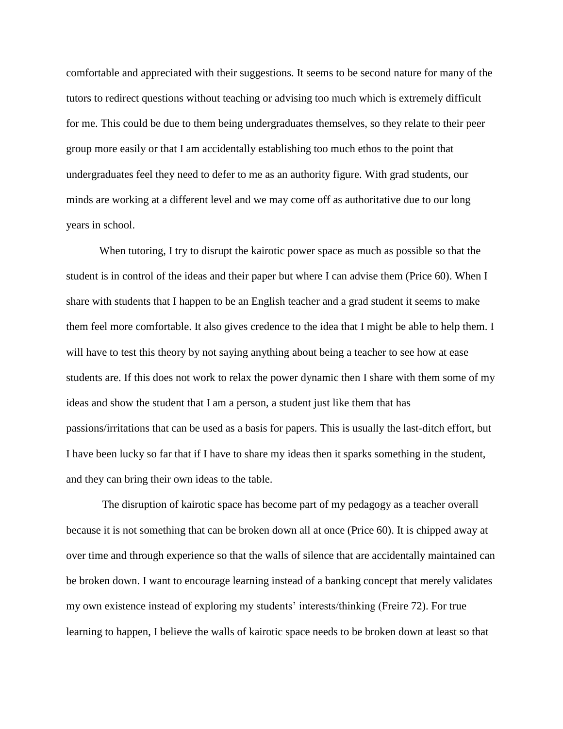comfortable and appreciated with their suggestions. It seems to be second nature for many of the tutors to redirect questions without teaching or advising too much which is extremely difficult for me. This could be due to them being undergraduates themselves, so they relate to their peer group more easily or that I am accidentally establishing too much ethos to the point that undergraduates feel they need to defer to me as an authority figure. With grad students, our minds are working at a different level and we may come off as authoritative due to our long years in school.

When tutoring, I try to disrupt the kairotic power space as much as possible so that the student is in control of the ideas and their paper but where I can advise them (Price 60). When I share with students that I happen to be an English teacher and a grad student it seems to make them feel more comfortable. It also gives credence to the idea that I might be able to help them. I will have to test this theory by not saying anything about being a teacher to see how at ease students are. If this does not work to relax the power dynamic then I share with them some of my ideas and show the student that I am a person, a student just like them that has passions/irritations that can be used as a basis for papers. This is usually the last-ditch effort, but I have been lucky so far that if I have to share my ideas then it sparks something in the student, and they can bring their own ideas to the table.

The disruption of kairotic space has become part of my pedagogy as a teacher overall because it is not something that can be broken down all at once (Price 60). It is chipped away at over time and through experience so that the walls of silence that are accidentally maintained can be broken down. I want to encourage learning instead of a banking concept that merely validates my own existence instead of exploring my students' interests/thinking (Freire 72). For true learning to happen, I believe the walls of kairotic space needs to be broken down at least so that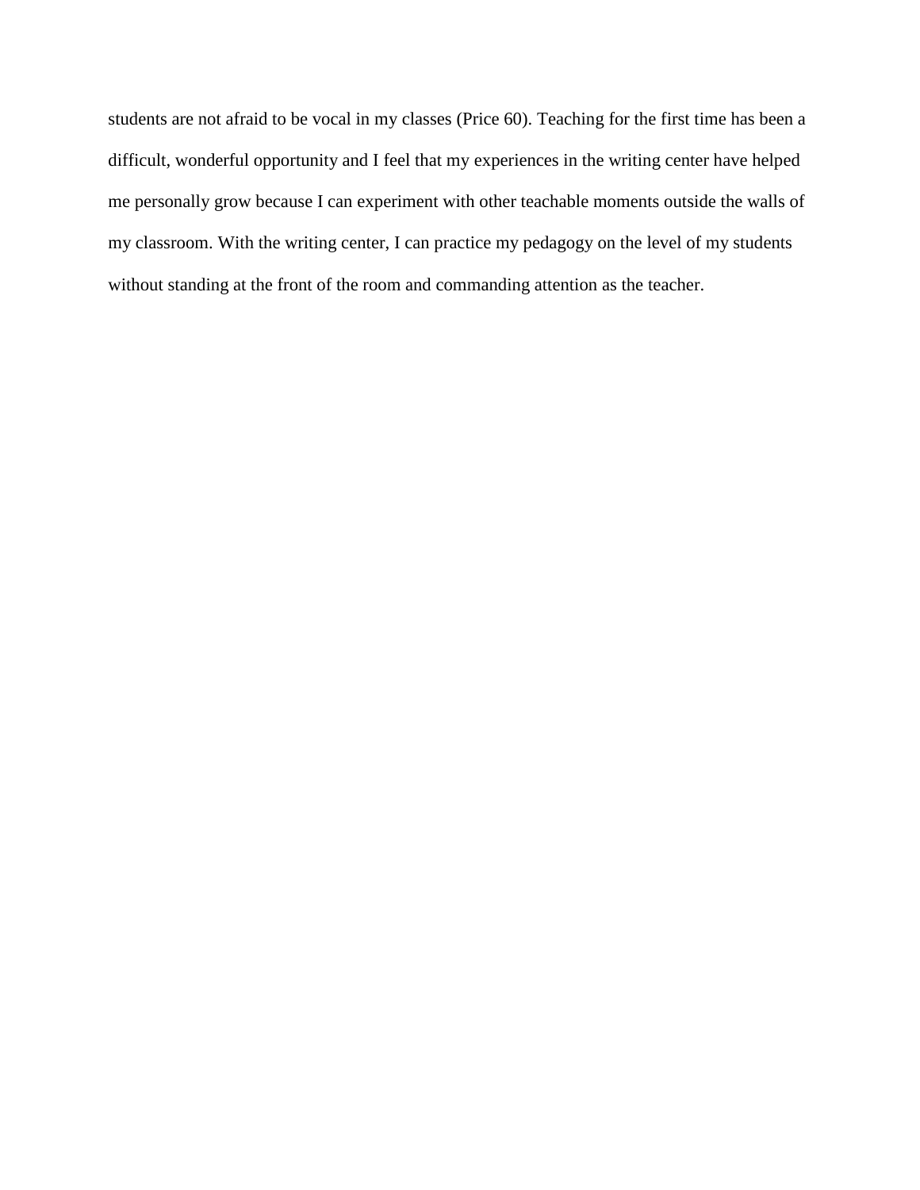students are not afraid to be vocal in my classes (Price 60). Teaching for the first time has been a difficult, wonderful opportunity and I feel that my experiences in the writing center have helped me personally grow because I can experiment with other teachable moments outside the walls of my classroom. With the writing center, I can practice my pedagogy on the level of my students without standing at the front of the room and commanding attention as the teacher.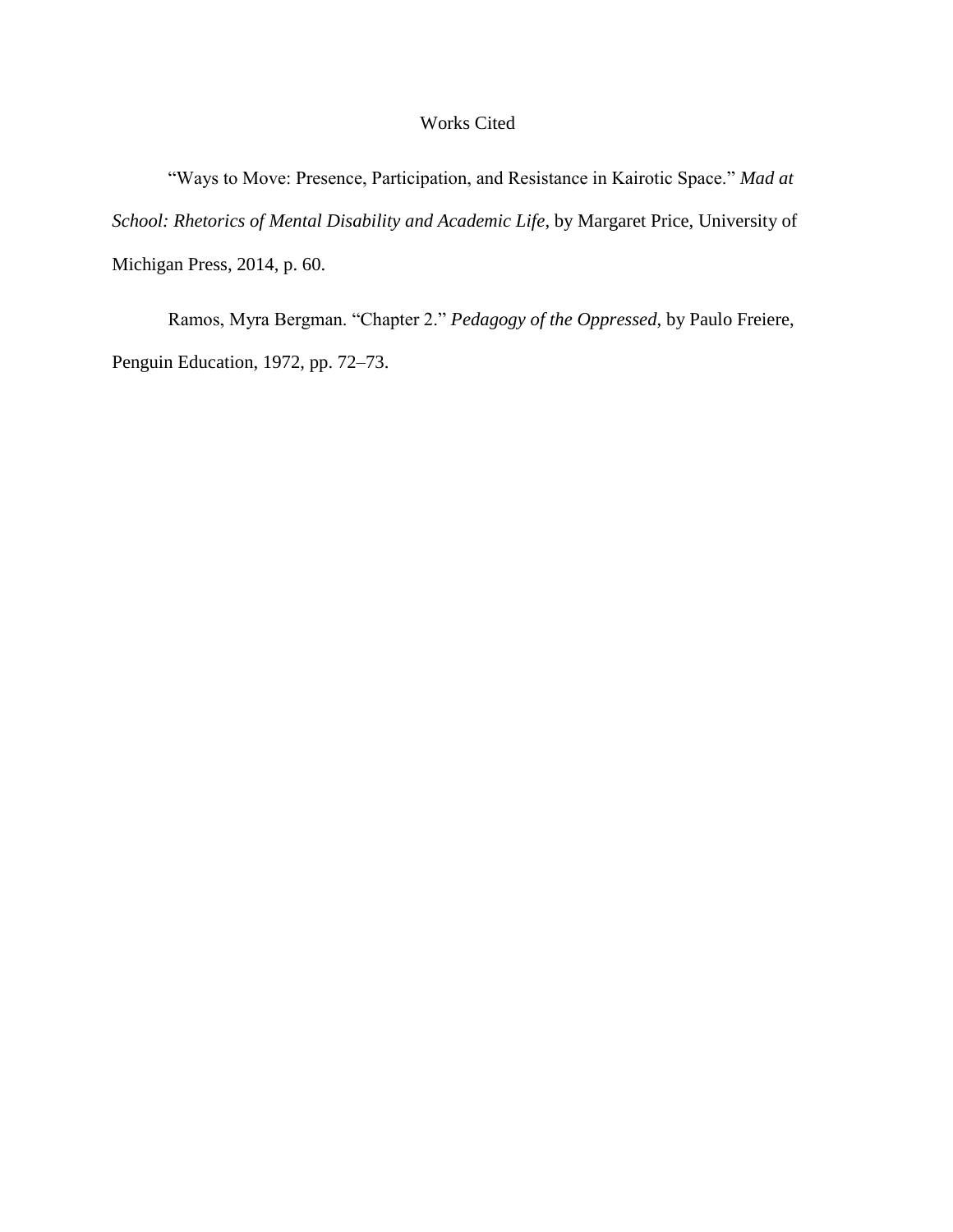# Works Cited

"Ways to Move: Presence, Participation, and Resistance in Kairotic Space." *Mad at School: Rhetorics of Mental Disability and Academic Life*, by Margaret Price, University of Michigan Press, 2014, p. 60.

Ramos, Myra Bergman. "Chapter 2." *Pedagogy of the Oppressed*, by Paulo Freiere, Penguin Education, 1972, pp. 72–73.